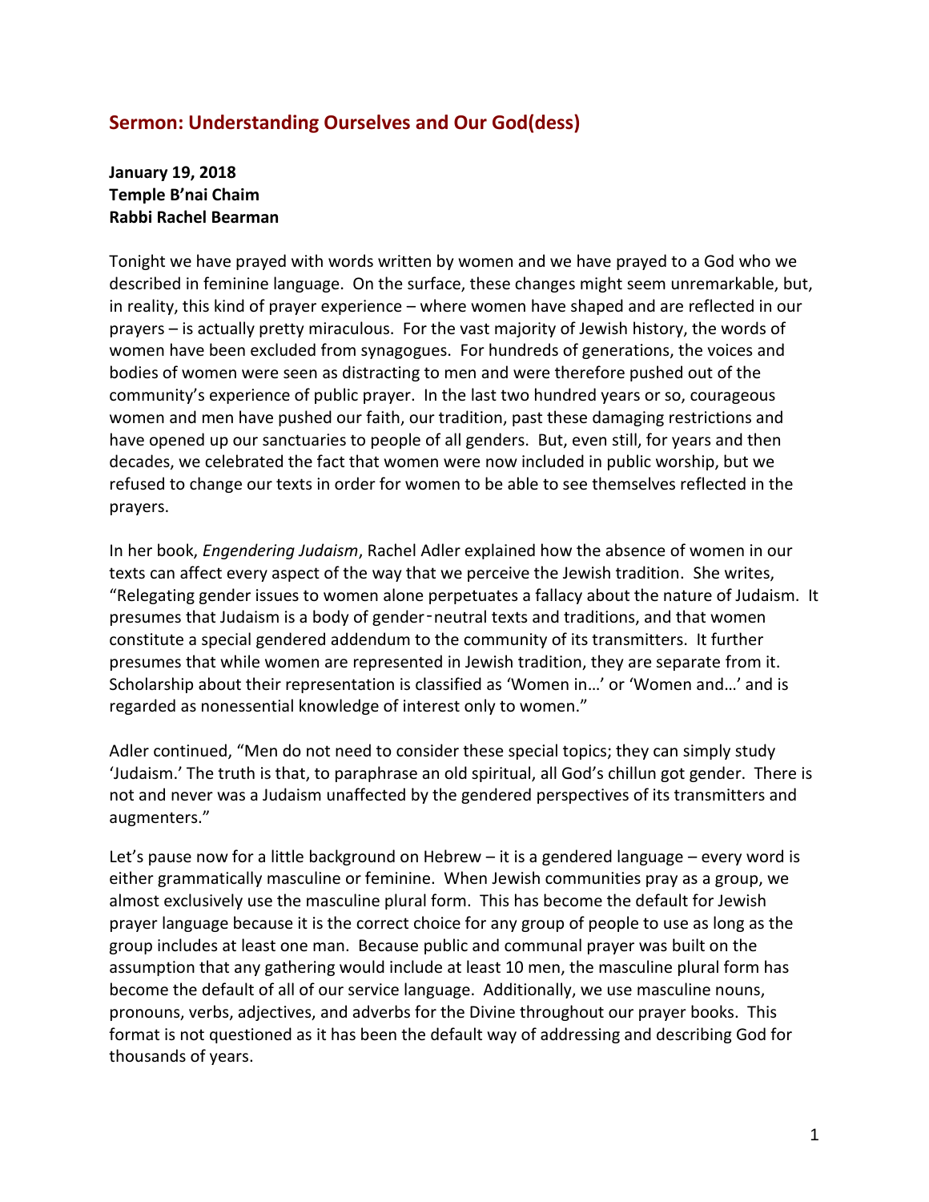## Sermon: Understanding Ourselves and Our God(dess)

**January 19, 2018**
**Temple B'nai Chaim**
**Rabbi Rachel Bearman**

Tonight we have prayed with words written by women and we have prayed to a God who we described in feminine language. On the surface, these changes might seem unremarkable, but, in reality, this kind of prayer experience – where women have shaped and are reflected in our prayers – is actually pretty miraculous. For the vast majority of Jewish history, the words of women have been excluded from synagogues. For hundreds of generations, the voices and bodies of women were seen as distracting to men and were therefore pushed out of the community's experience of public prayer. In the last two hundred years or so, courageous women and men have pushed our faith, our tradition, past these damaging restrictions and have opened up our sanctuaries to people of all genders. But, even still, for years and then decades, we celebrated the fact that women were now included in public worship, but we refused to change our texts in order for women to be able to see themselves reflected in the prayers.

In her book, *Engendering Judaism*, Rachel Adler explained how the absence of women in our texts can affect every aspect of the way that we perceive the Jewish tradition. She writes, "Relegating gender issues to women alone perpetuates a fallacy about the nature of Judaism. It presumes that Judaism is a body of gender‐neutral texts and traditions, and that women constitute a special gendered addendum to the community of its transmitters. It further presumes that while women are represented in Jewish tradition, they are separate from it. Scholarship about their representation is classified as 'Women in…' or 'Women and…' and is regarded as nonessential knowledge of interest only to women."

Adler continued, "Men do not need to consider these special topics; they can simply study 'Judaism.' The truth is that, to paraphrase an old spiritual, all God's chillun got gender. There is not and never was a Judaism unaffected by the gendered perspectives of its transmitters and augmenters."

Let's pause now for a little background on Hebrew – it is a gendered language – every word is either grammatically masculine or feminine. When Jewish communities pray as a group, we almost exclusively use the masculine plural form. This has become the default for Jewish prayer language because it is the correct choice for any group of people to use as long as the group includes at least one man. Because public and communal prayer was built on the assumption that any gathering would include at least 10 men, the masculine plural form has become the default of all of our service language. Additionally, we use masculine nouns, pronouns, verbs, adjectives, and adverbs for the Divine throughout our prayer books. This format is not questioned as it has been the default way of addressing and describing God for thousands of years.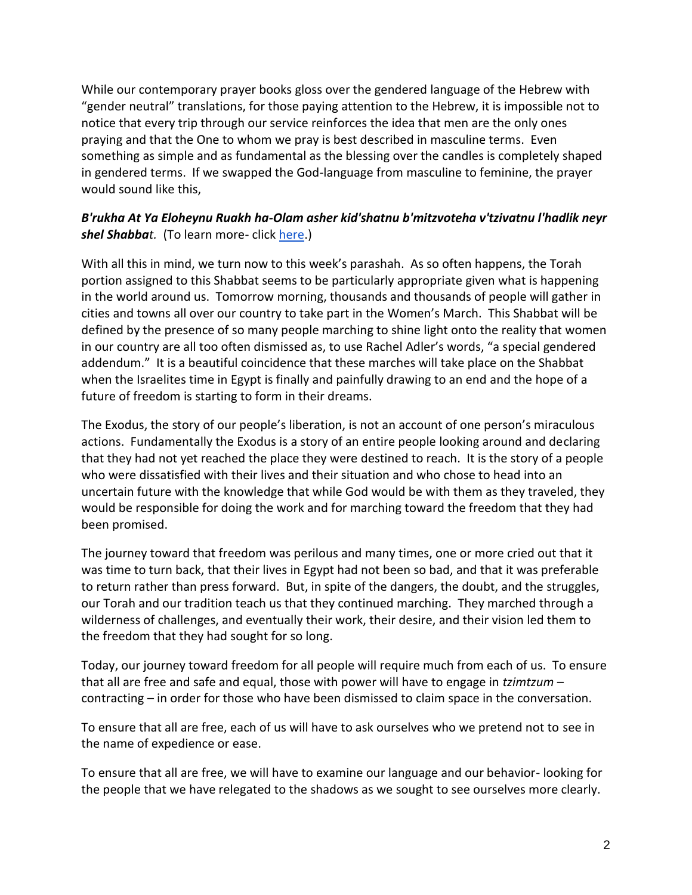While our contemporary prayer books gloss over the gendered language of the Hebrew with "gender neutral" translations, for those paying attention to the Hebrew, it is impossible not to notice that every trip through our service reinforces the idea that men are the only ones praying and that the One to whom we pray is best described in masculine terms. Even something as simple and as fundamental as the blessing over the candles is completely shaped in gendered terms. If we swapped the God-language from masculine to feminine, the prayer would sound like this,

***B'rukha At Ya Eloheynu Ruakh ha-Olam asher kid'shatnu b'mitzvoteha v'tzivatnu l'hadlik neyr shel Shabbat.*** (To learn more- click [here].)

With all this in mind, we turn now to this week's parashah. As so often happens, the Torah portion assigned to this Shabbat seems to be particularly appropriate given what is happening in the world around us. Tomorrow morning, thousands and thousands of people will gather in cities and towns all over our country to take part in the Women's March. This Shabbat will be defined by the presence of so many people marching to shine light onto the reality that women in our country are all too often dismissed as, to use Rachel Adler's words, "a special gendered addendum." It is a beautiful coincidence that these marches will take place on the Shabbat when the Israelites time in Egypt is finally and painfully drawing to an end and the hope of a future of freedom is starting to form in their dreams.

The Exodus, the story of our people's liberation, is not an account of one person's miraculous actions. Fundamentally the Exodus is a story of an entire people looking around and declaring that they had not yet reached the place they were destined to reach. It is the story of a people who were dissatisfied with their lives and their situation and who chose to head into an uncertain future with the knowledge that while God would be with them as they traveled, they would be responsible for doing the work and for marching toward the freedom that they had been promised.

The journey toward that freedom was perilous and many times, one or more cried out that it was time to turn back, that their lives in Egypt had not been so bad, and that it was preferable to return rather than press forward. But, in spite of the dangers, the doubt, and the struggles, our Torah and our tradition teach us that they continued marching. They marched through a wilderness of challenges, and eventually their work, their desire, and their vision led them to the freedom that they had sought for so long.

Today, our journey toward freedom for all people will require much from each of us. To ensure that all are free and safe and equal, those with power will have to engage in *tzimtzum* – contracting – in order for those who have been dismissed to claim space in the conversation.

To ensure that all are free, each of us will have to ask ourselves who we pretend not to see in the name of expedience or ease.

To ensure that all are free, we will have to examine our language and our behavior- looking for the people that we have relegated to the shadows as we sought to see ourselves more clearly.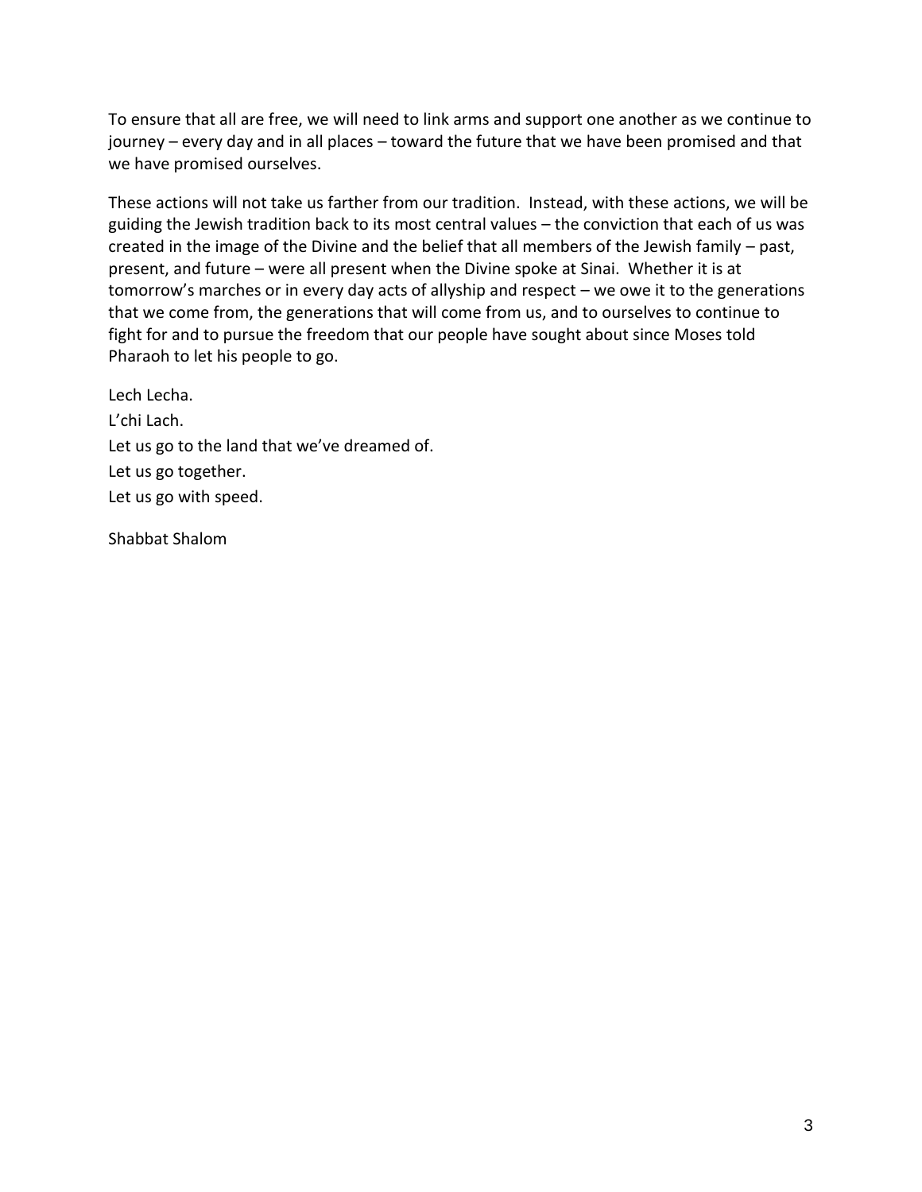To ensure that all are free, we will need to link arms and support one another as we continue to journey – every day and in all places – toward the future that we have been promised and that we have promised ourselves.

These actions will not take us farther from our tradition. Instead, with these actions, we will be guiding the Jewish tradition back to its most central values – the conviction that each of us was created in the image of the Divine and the belief that all members of the Jewish family – past, present, and future – were all present when the Divine spoke at Sinai. Whether it is at tomorrow's marches or in every day acts of allyship and respect – we owe it to the generations that we come from, the generations that will come from us, and to ourselves to continue to fight for and to pursue the freedom that our people have sought about since Moses told Pharaoh to let his people to go.

Lech Lecha.  
L'chi Lach.  
Let us go to the land that we've dreamed of.  
Let us go together.  
Let us go with speed.

Shabbat Shalom